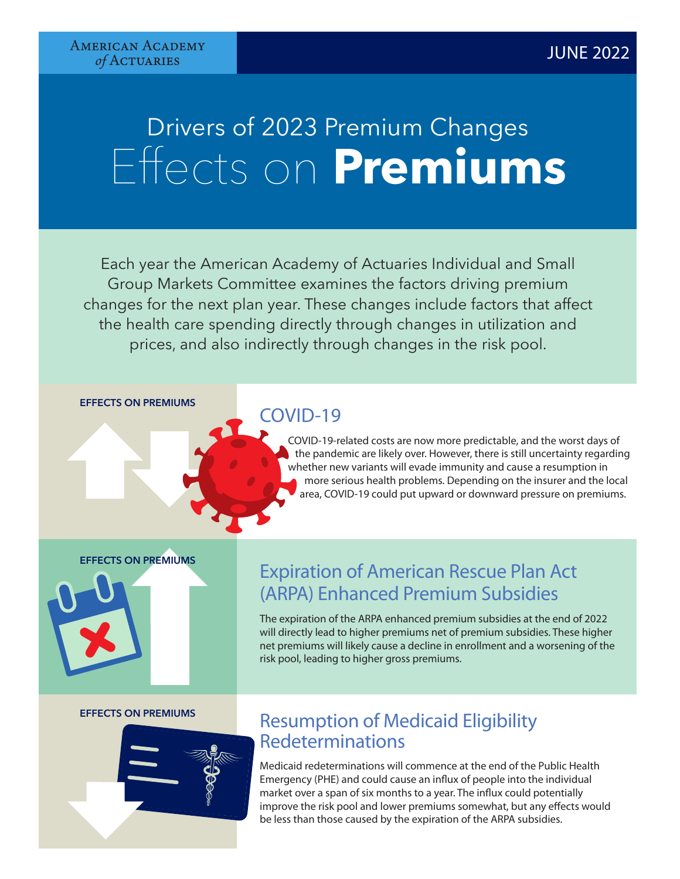American Academy of Actuaries

JUNE 2022

# Drivers of 2023 Premium Changes
# Effects on **Premiums**

Each year the American Academy of Actuaries Individual and Small Group Markets Committee examines the factors driving premium changes for the next plan year. These changes include factors that affect the health care spending directly through changes in utilization and prices, and also indirectly through changes in the risk pool.

**EFFECTS ON PREMIUMS**

## COVID-19

COVID-19-related costs are now more predictable, and the worst days of the pandemic are likely over. However, there is still uncertainty regarding whether new variants will evade immunity and cause a resumption in more serious health problems. Depending on the insurer and the local area, COVID-19 could put upward or downward pressure on premiums.

**EFFECTS ON PREMIUMS**

## Expiration of American Rescue Plan Act (ARPA) Enhanced Premium Subsidies

The expiration of the ARPA enhanced premium subsidies at the end of 2022 will directly lead to higher premiums net of premium subsidies. These higher net premiums will likely cause a decline in enrollment and a worsening of the risk pool, leading to higher gross premiums.

**EFFECTS ON PREMIUMS**

## Resumption of Medicaid Eligibility Redeterminations

Medicaid redeterminations will commence at the end of the Public Health Emergency (PHE) and could cause an influx of people into the individual market over a span of six months to a year. The influx could potentially improve the risk pool and lower premiums somewhat, but any effects would be less than those caused by the expiration of the ARPA subsidies.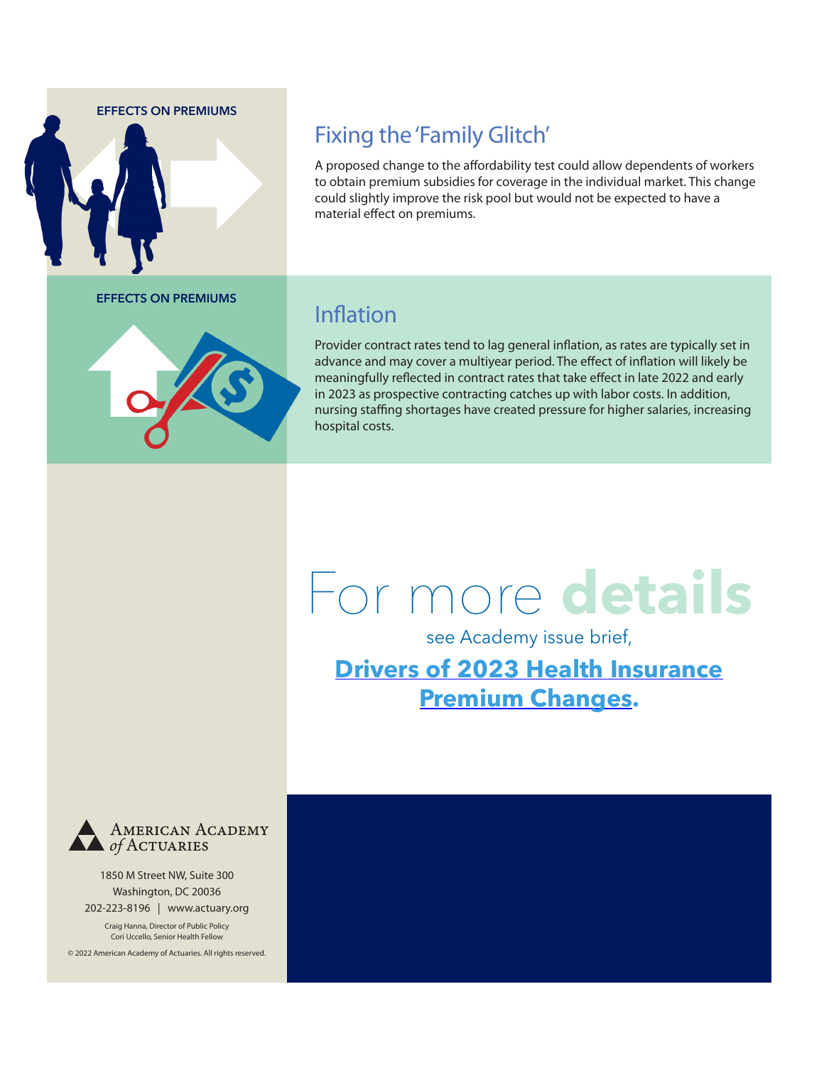EFFECTS ON PREMIUMS

## Fixing the 'Family Glitch'

A proposed change to the affordability test could allow dependents of workers to obtain premium subsidies for coverage in the individual market. This change could slightly improve the risk pool but would not be expected to have a material effect on premiums.

EFFECTS ON PREMIUMS

## Inflation

Provider contract rates tend to lag general inflation, as rates are typically set in advance and may cover a multiyear period. The effect of inflation will likely be meaningfully reflected in contract rates that take effect in late 2022 and early in 2023 as prospective contracting catches up with labor costs. In addition, nursing staffing shortages have created pressure for higher salaries, increasing hospital costs.

# For more **details**

see Academy issue brief,

**Drivers of 2023 Health Insurance Premium Changes.**

American Academy of Actuaries

1850 M Street NW, Suite 300
Washington, DC 20036
202-223-8196 | www.actuary.org

Craig Hanna, Director of Public Policy
Cori Uccello, Senior Health Fellow

© 2022 American Academy of Actuaries. All rights reserved.